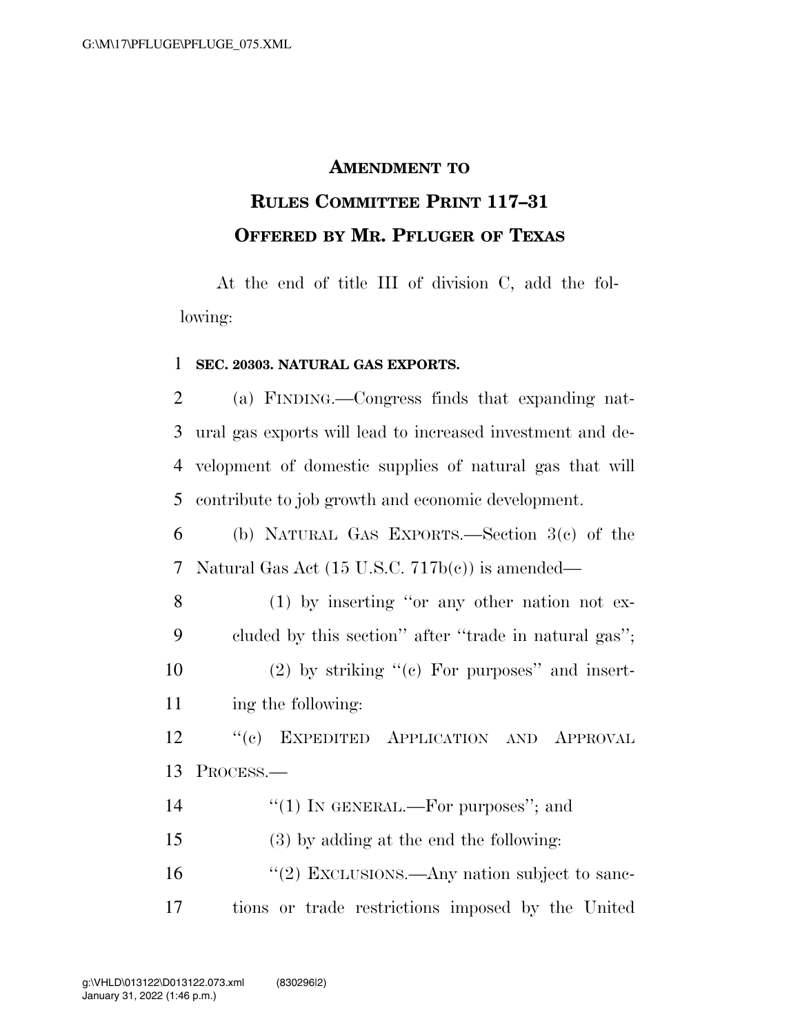**AMENDMENT TO**

**RULES COMMITTEE PRINT 117–31**

**OFFERED BY MR. PFLUGER OF TEXAS**

At the end of title III of division C, add the following:

**SEC. 20303. NATURAL GAS EXPORTS.**

(a) FINDING.—Congress finds that expanding natural gas exports will lead to increased investment and development of domestic supplies of natural gas that will contribute to job growth and economic development.

(b) NATURAL GAS EXPORTS.—Section 3(c) of the Natural Gas Act (15 U.S.C. 717b(c)) is amended—

(1) by inserting "or any other nation not excluded by this section" after "trade in natural gas";

(2) by striking "(c) For purposes" and inserting the following:

"(c) EXPEDITED APPLICATION AND APPROVAL PROCESS.—

"(1) IN GENERAL.—For purposes"; and

(3) by adding at the end the following:

"(2) EXCLUSIONS.—Any nation subject to sanctions or trade restrictions imposed by the United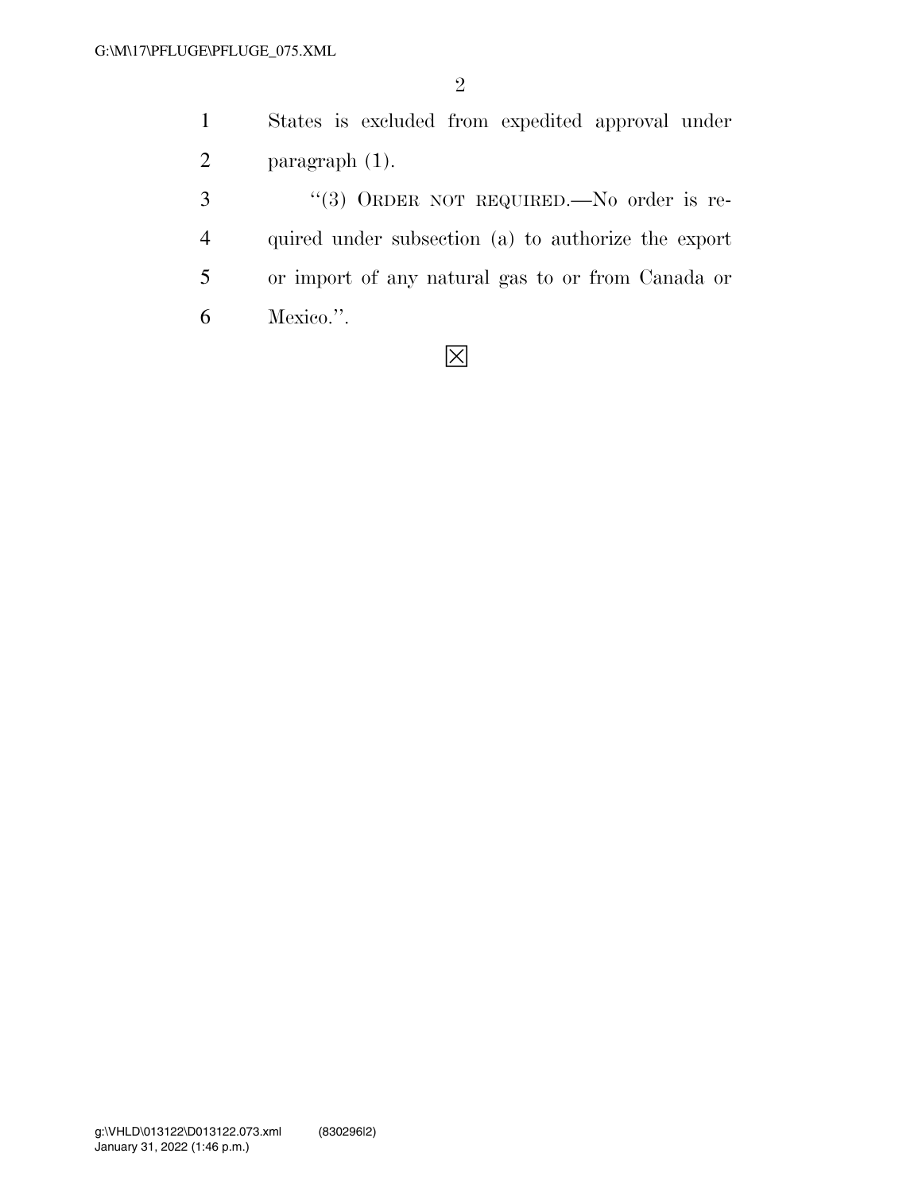States is excluded from expedited approval under paragraph (1).

''(3) ORDER NOT REQUIRED.—No order is required under subsection (a) to authorize the export or import of any natural gas to or from Canada or Mexico.''.